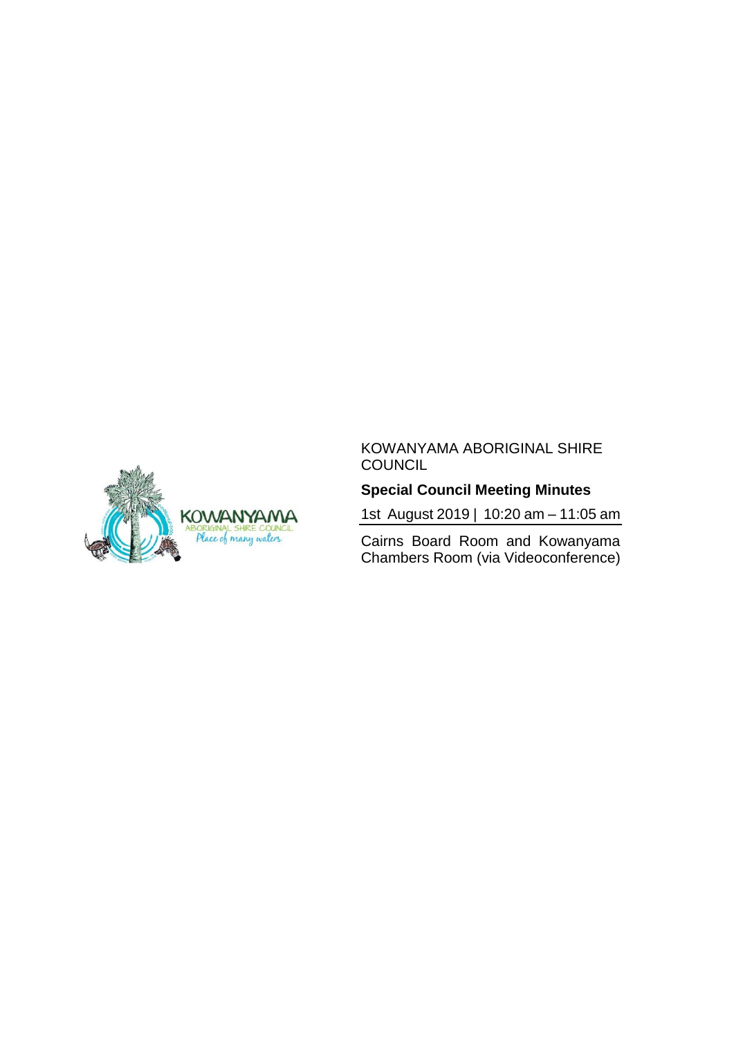KOWANYAMA ABORIGINAL SHIRE COUNCIL

**Special Council Meeting Minutes**

1st August 2019 | 10:20 am – 11:05 am

Cairns Board Room and Kowanyama Chambers Room (via Videoconference)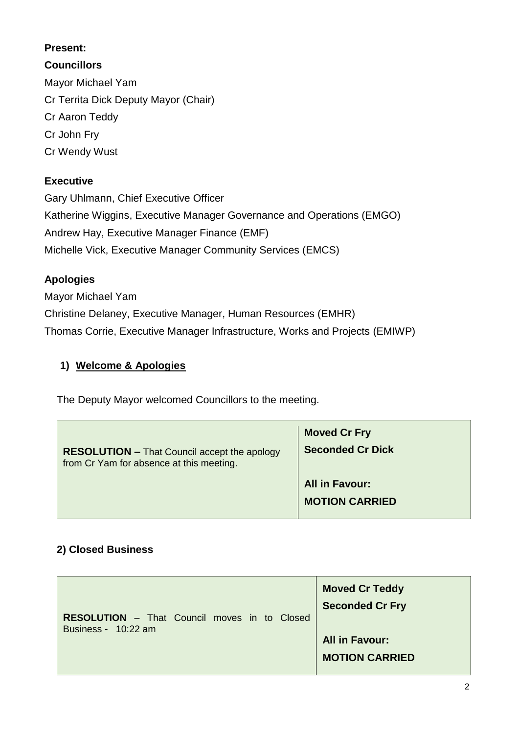**Present:**

**Councillors**

Mayor Michael Yam

Cr Territa Dick Deputy Mayor (Chair)

Cr Aaron Teddy

Cr John Fry

Cr Wendy Wust

**Executive**

Gary Uhlmann, Chief Executive Officer

Katherine Wiggins, Executive Manager Governance and Operations (EMGO)

Andrew Hay, Executive Manager Finance (EMF)

Michelle Vick, Executive Manager Community Services (EMCS)

**Apologies**

Mayor Michael Yam

Christine Delaney, Executive Manager, Human Resources (EMHR)

Thomas Corrie, Executive Manager Infrastructure, Works and Projects (EMIWP)

## 1) Welcome & Apologies

The Deputy Mayor welcomed Councillors to the meeting.

| | |
|---|---|
| **RESOLUTION –** That Council accept the apology from Cr Yam for absence at this meeting. | **Moved Cr Fry**<br>**Seconded Cr Dick**<br><br>**All in Favour:**<br>**MOTION CARRIED** |

## 2) Closed Business

| | |
|---|---|
| **RESOLUTION** – That Council moves in to Closed Business - 10:22 am | **Moved Cr Teddy**<br>**Seconded Cr Fry**<br><br>**All in Favour:**<br>**MOTION CARRIED** |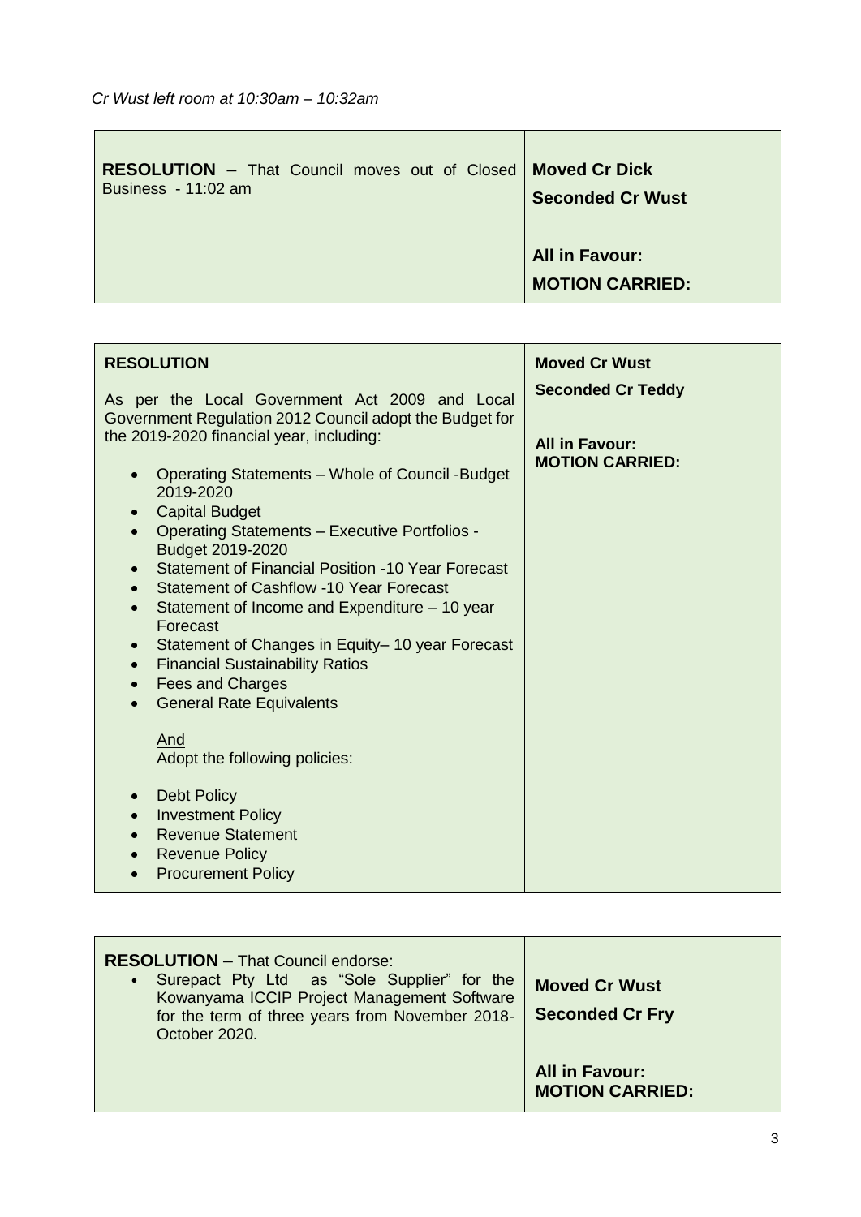*Cr Wust left room at 10:30am – 10:32am*

| | |
|---|---|
| **RESOLUTION** – That Council moves out of Closed Business - 11:02 am | **Moved Cr Dick**<br>**Seconded Cr Wust**<br><br>**All in Favour:**<br>**MOTION CARRIED:** |

| | |
|---|---|
| **RESOLUTION**<br><br>As per the Local Government Act 2009 and Local Government Regulation 2012 Council adopt the Budget for the 2019-2020 financial year, including:<br><br>• Operating Statements – Whole of Council -Budget 2019-2020<br>• Capital Budget<br>• Operating Statements – Executive Portfolios - Budget 2019-2020<br>• Statement of Financial Position -10 Year Forecast<br>• Statement of Cashflow -10 Year Forecast<br>• Statement of Income and Expenditure – 10 year Forecast<br>• Statement of Changes in Equity– 10 year Forecast<br>• Financial Sustainability Ratios<br>• Fees and Charges<br>• General Rate Equivalents<br><br>And<br>Adopt the following policies:<br><br>• Debt Policy<br>• Investment Policy<br>• Revenue Statement<br>• Revenue Policy<br>• Procurement Policy | **Moved Cr Wust**<br>**Seconded Cr Teddy**<br><br>**All in Favour:**<br>**MOTION CARRIED:** |

| | |
|---|---|
| **RESOLUTION** – That Council endorse:<br>• Surepact Pty Ltd as "Sole Supplier" for the Kowanyama ICCIP Project Management Software for the term of three years from November 2018- October 2020. | **Moved Cr Wust**<br>**Seconded Cr Fry**<br><br>**All in Favour:**<br>**MOTION CARRIED:** |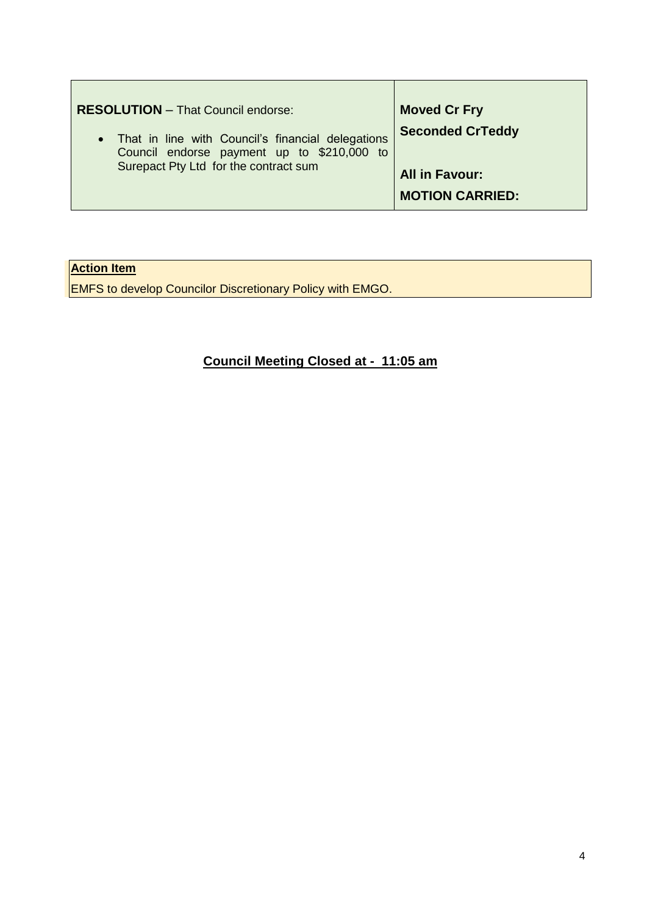| | |
|---|---|
| **RESOLUTION** – That Council endorse:<br><br>• That in line with Council's financial delegations Council endorse payment up to $210,000 to Surepact Pty Ltd for the contract sum | **Moved Cr Fry**<br>**Seconded CrTeddy**<br><br>**All in Favour:**<br>**MOTION CARRIED:** |

| **Action Item** |
|---|
| EMFS to develop Councilor Discretionary Policy with EMGO. |

**Council Meeting Closed at - 11:05 am**